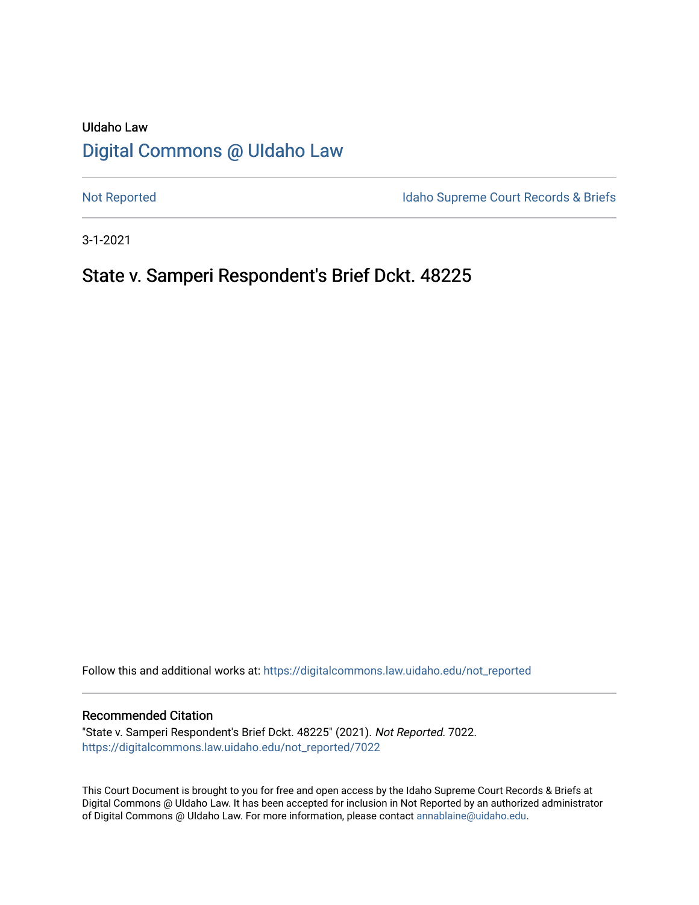UIdaho Law

# Digital Commons @ UIdaho Law

Not Reported

Idaho Supreme Court Records & Briefs

3-1-2021

## State v. Samperi Respondent's Brief Dckt. 48225

Follow this and additional works at: https://digitalcommons.law.uidaho.edu/not_reported

### Recommended Citation

"State v. Samperi Respondent's Brief Dckt. 48225" (2021). *Not Reported*. 7022.
https://digitalcommons.law.uidaho.edu/not_reported/7022

This Court Document is brought to you for free and open access by the Idaho Supreme Court Records & Briefs at Digital Commons @ UIdaho Law. It has been accepted for inclusion in Not Reported by an authorized administrator of Digital Commons @ UIdaho Law. For more information, please contact annablaine@uidaho.edu.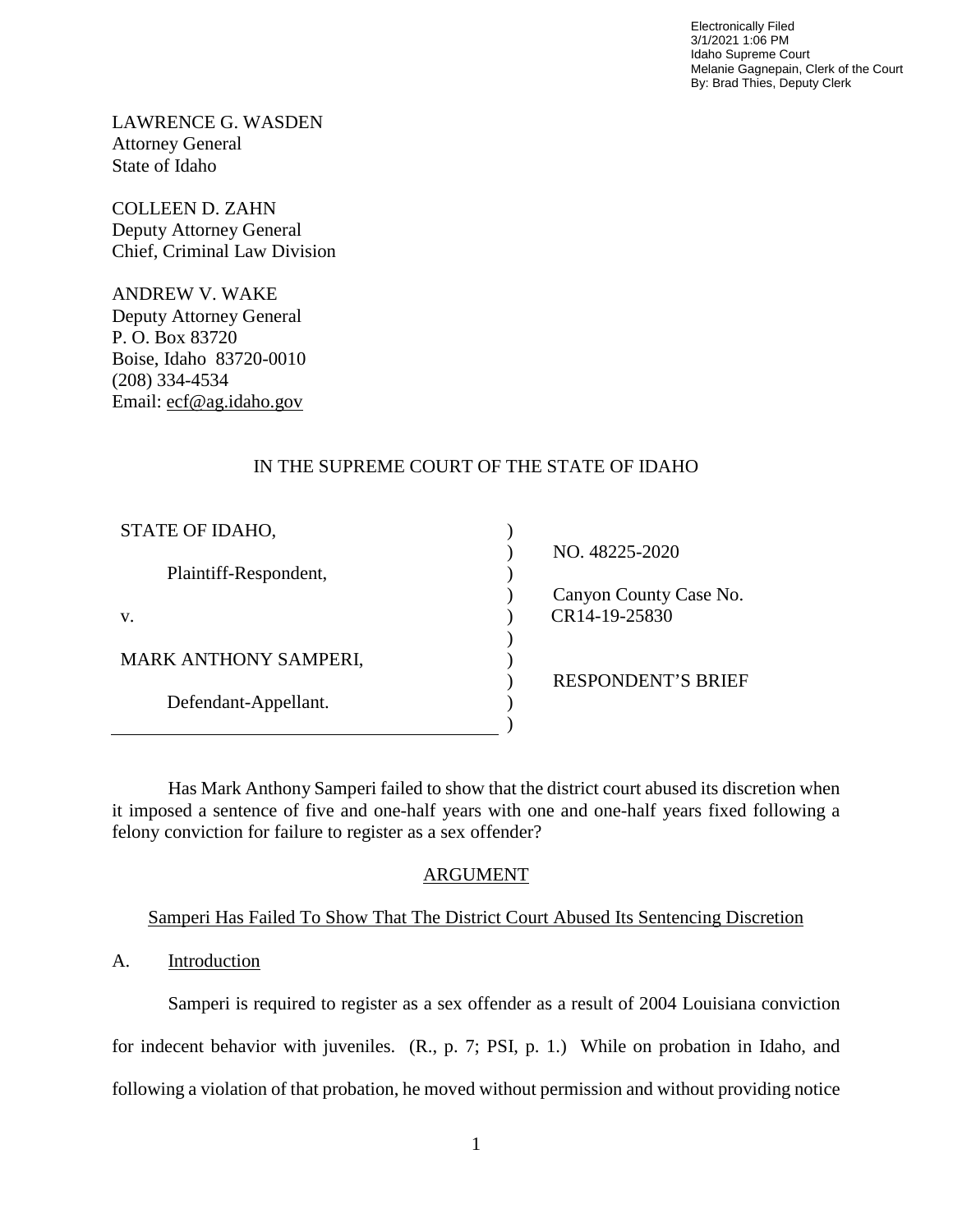Electronically Filed
3/1/2021 1:06 PM
Idaho Supreme Court
Melanie Gagnepain, Clerk of the Court
By: Brad Thies, Deputy Clerk

LAWRENCE G. WASDEN
Attorney General
State of Idaho

COLLEEN D. ZAHN
Deputy Attorney General
Chief, Criminal Law Division

ANDREW V. WAKE
Deputy Attorney General
P. O. Box 83720
Boise, Idaho 83720-0010
(208) 334-4534
Email: ecf@ag.idaho.gov

IN THE SUPREME COURT OF THE STATE OF IDAHO

| | |
|---|---|
| STATE OF IDAHO, | NO. 48225-2020 |
| Plaintiff-Respondent, | |
| | Canyon County Case No. |
| v. | CR14-19-25830 |
| MARK ANTHONY SAMPERI, | |
| | RESPONDENT'S BRIEF |
| Defendant-Appellant. | |

Has Mark Anthony Samperi failed to show that the district court abused its discretion when it imposed a sentence of five and one-half years with one and one-half years fixed following a felony conviction for failure to register as a sex offender?

## ARGUMENT

### Samperi Has Failed To Show That The District Court Abused Its Sentencing Discretion

#### A. Introduction

Samperi is required to register as a sex offender as a result of 2004 Louisiana conviction for indecent behavior with juveniles. (R., p. 7; PSI, p. 1.) While on probation in Idaho, and following a violation of that probation, he moved without permission and without providing notice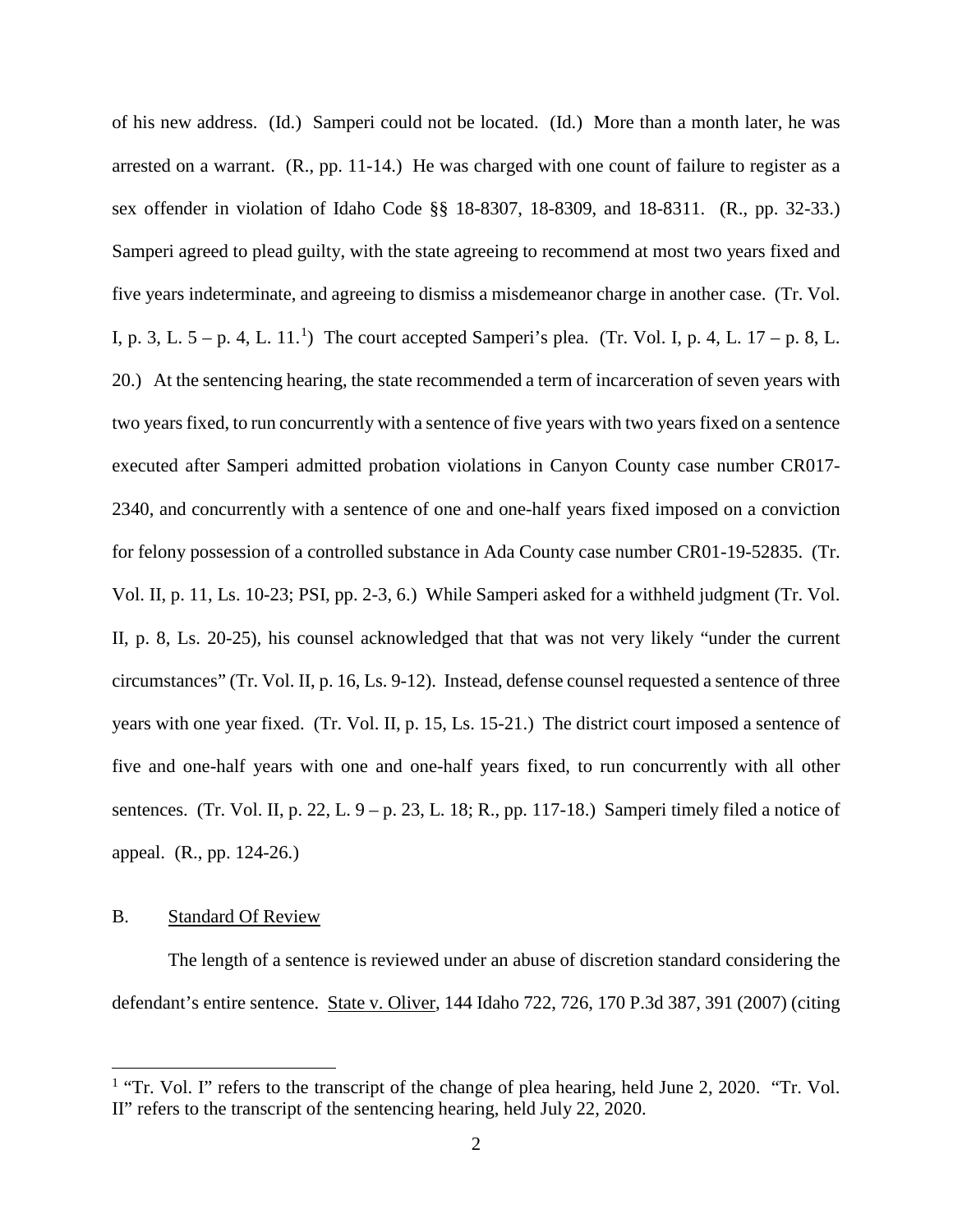of his new address. (Id.) Samperi could not be located. (Id.) More than a month later, he was arrested on a warrant. (R., pp. 11-14.) He was charged with one count of failure to register as a sex offender in violation of Idaho Code §§ 18-8307, 18-8309, and 18-8311. (R., pp. 32-33.) Samperi agreed to plead guilty, with the state agreeing to recommend at most two years fixed and five years indeterminate, and agreeing to dismiss a misdemeanor charge in another case. (Tr. Vol. I, p. 3, L. 5 – p. 4, L. 11.[1]) The court accepted Samperi's plea. (Tr. Vol. I, p. 4, L. 17 – p. 8, L. 20.) At the sentencing hearing, the state recommended a term of incarceration of seven years with two years fixed, to run concurrently with a sentence of five years with two years fixed on a sentence executed after Samperi admitted probation violations in Canyon County case number CR017-2340, and concurrently with a sentence of one and one-half years fixed imposed on a conviction for felony possession of a controlled substance in Ada County case number CR01-19-52835. (Tr. Vol. II, p. 11, Ls. 10-23; PSI, pp. 2-3, 6.) While Samperi asked for a withheld judgment (Tr. Vol. II, p. 8, Ls. 20-25), his counsel acknowledged that that was not very likely "under the current circumstances" (Tr. Vol. II, p. 16, Ls. 9-12). Instead, defense counsel requested a sentence of three years with one year fixed. (Tr. Vol. II, p. 15, Ls. 15-21.) The district court imposed a sentence of five and one-half years with one and one-half years fixed, to run concurrently with all other sentences. (Tr. Vol. II, p. 22, L. 9 – p. 23, L. 18; R., pp. 117-18.) Samperi timely filed a notice of appeal. (R., pp. 124-26.)

## B. Standard Of Review

The length of a sentence is reviewed under an abuse of discretion standard considering the defendant's entire sentence. State v. Oliver, 144 Idaho 722, 726, 170 P.3d 387, 391 (2007) (citing

[1] "Tr. Vol. I" refers to the transcript of the change of plea hearing, held June 2, 2020. "Tr. Vol. II" refers to the transcript of the sentencing hearing, held July 22, 2020.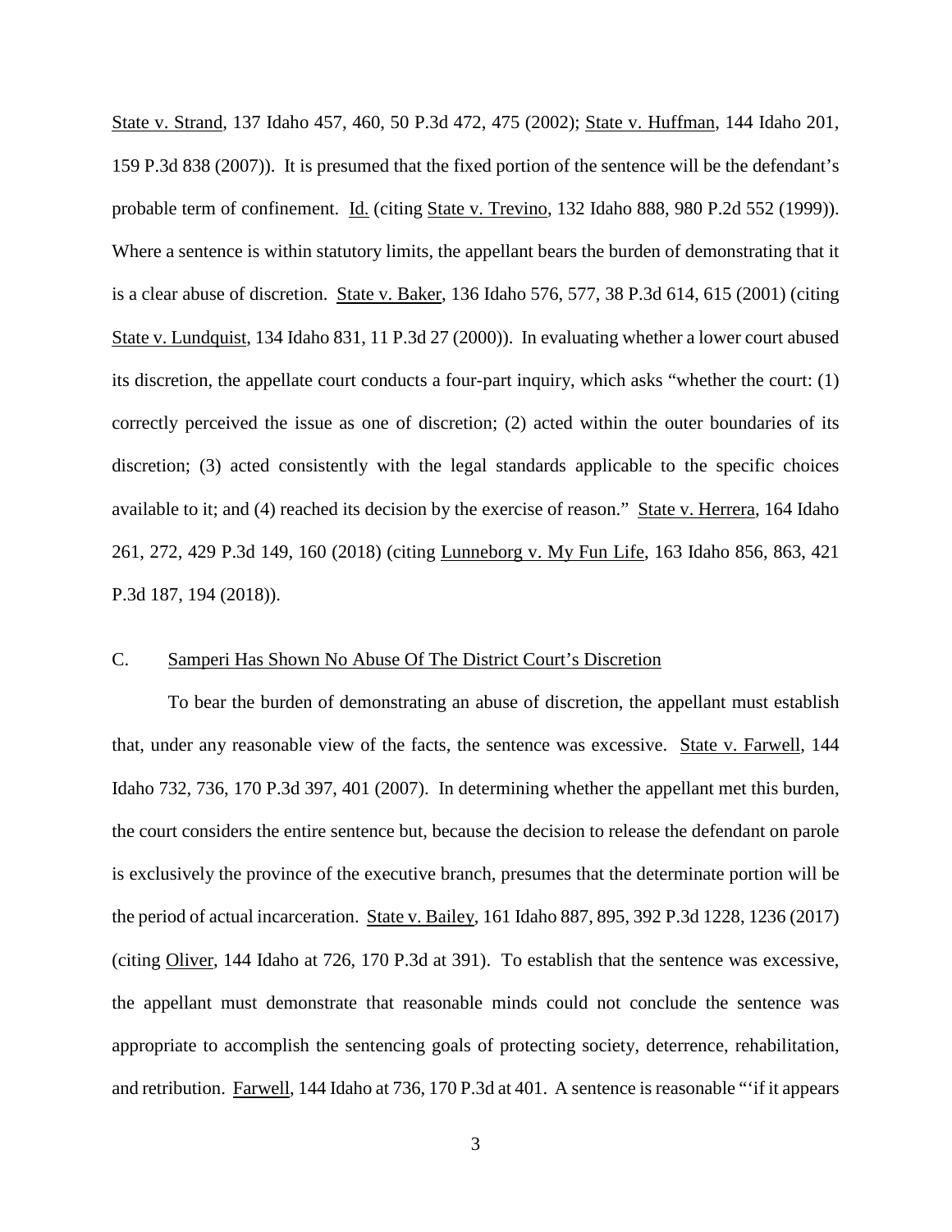State v. Strand, 137 Idaho 457, 460, 50 P.3d 472, 475 (2002); State v. Huffman, 144 Idaho 201, 159 P.3d 838 (2007)). It is presumed that the fixed portion of the sentence will be the defendant's probable term of confinement. Id. (citing State v. Trevino, 132 Idaho 888, 980 P.2d 552 (1999)). Where a sentence is within statutory limits, the appellant bears the burden of demonstrating that it is a clear abuse of discretion. State v. Baker, 136 Idaho 576, 577, 38 P.3d 614, 615 (2001) (citing State v. Lundquist, 134 Idaho 831, 11 P.3d 27 (2000)). In evaluating whether a lower court abused its discretion, the appellate court conducts a four-part inquiry, which asks "whether the court: (1) correctly perceived the issue as one of discretion; (2) acted within the outer boundaries of its discretion; (3) acted consistently with the legal standards applicable to the specific choices available to it; and (4) reached its decision by the exercise of reason." State v. Herrera, 164 Idaho 261, 272, 429 P.3d 149, 160 (2018) (citing Lunneborg v. My Fun Life, 163 Idaho 856, 863, 421 P.3d 187, 194 (2018)).

## C. Samperi Has Shown No Abuse Of The District Court's Discretion

To bear the burden of demonstrating an abuse of discretion, the appellant must establish that, under any reasonable view of the facts, the sentence was excessive. State v. Farwell, 144 Idaho 732, 736, 170 P.3d 397, 401 (2007). In determining whether the appellant met this burden, the court considers the entire sentence but, because the decision to release the defendant on parole is exclusively the province of the executive branch, presumes that the determinate portion will be the period of actual incarceration. State v. Bailey, 161 Idaho 887, 895, 392 P.3d 1228, 1236 (2017) (citing Oliver, 144 Idaho at 726, 170 P.3d at 391). To establish that the sentence was excessive, the appellant must demonstrate that reasonable minds could not conclude the sentence was appropriate to accomplish the sentencing goals of protecting society, deterrence, rehabilitation, and retribution. Farwell, 144 Idaho at 736, 170 P.3d at 401. A sentence is reasonable "'if it appears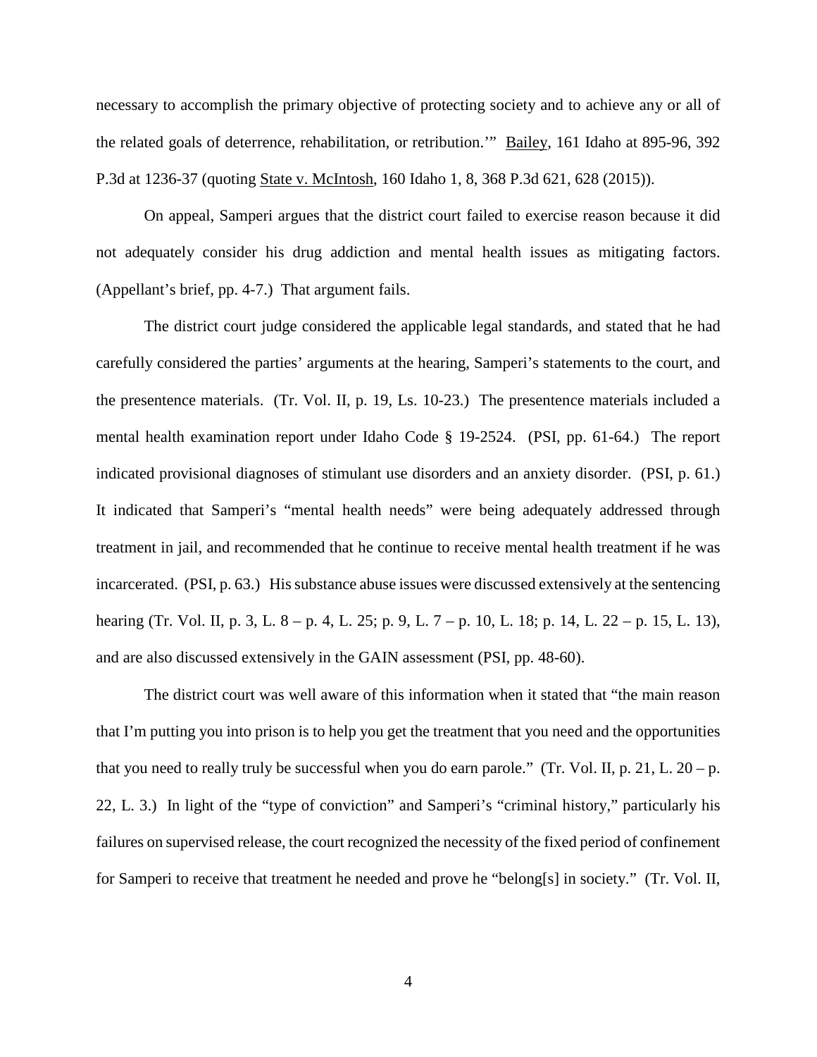necessary to accomplish the primary objective of protecting society and to achieve any or all of the related goals of deterrence, rehabilitation, or retribution.'" Bailey, 161 Idaho at 895-96, 392 P.3d at 1236-37 (quoting State v. McIntosh, 160 Idaho 1, 8, 368 P.3d 621, 628 (2015)).

On appeal, Samperi argues that the district court failed to exercise reason because it did not adequately consider his drug addiction and mental health issues as mitigating factors. (Appellant's brief, pp. 4-7.) That argument fails.

The district court judge considered the applicable legal standards, and stated that he had carefully considered the parties' arguments at the hearing, Samperi's statements to the court, and the presentence materials. (Tr. Vol. II, p. 19, Ls. 10-23.) The presentence materials included a mental health examination report under Idaho Code § 19-2524. (PSI, pp. 61-64.) The report indicated provisional diagnoses of stimulant use disorders and an anxiety disorder. (PSI, p. 61.) It indicated that Samperi's "mental health needs" were being adequately addressed through treatment in jail, and recommended that he continue to receive mental health treatment if he was incarcerated. (PSI, p. 63.) His substance abuse issues were discussed extensively at the sentencing hearing (Tr. Vol. II, p. 3, L. 8 – p. 4, L. 25; p. 9, L. 7 – p. 10, L. 18; p. 14, L. 22 – p. 15, L. 13), and are also discussed extensively in the GAIN assessment (PSI, pp. 48-60).

The district court was well aware of this information when it stated that "the main reason that I'm putting you into prison is to help you get the treatment that you need and the opportunities that you need to really truly be successful when you do earn parole." (Tr. Vol. II, p. 21, L. 20 – p. 22, L. 3.) In light of the "type of conviction" and Samperi's "criminal history," particularly his failures on supervised release, the court recognized the necessity of the fixed period of confinement for Samperi to receive that treatment he needed and prove he "belong[s] in society." (Tr. Vol. II,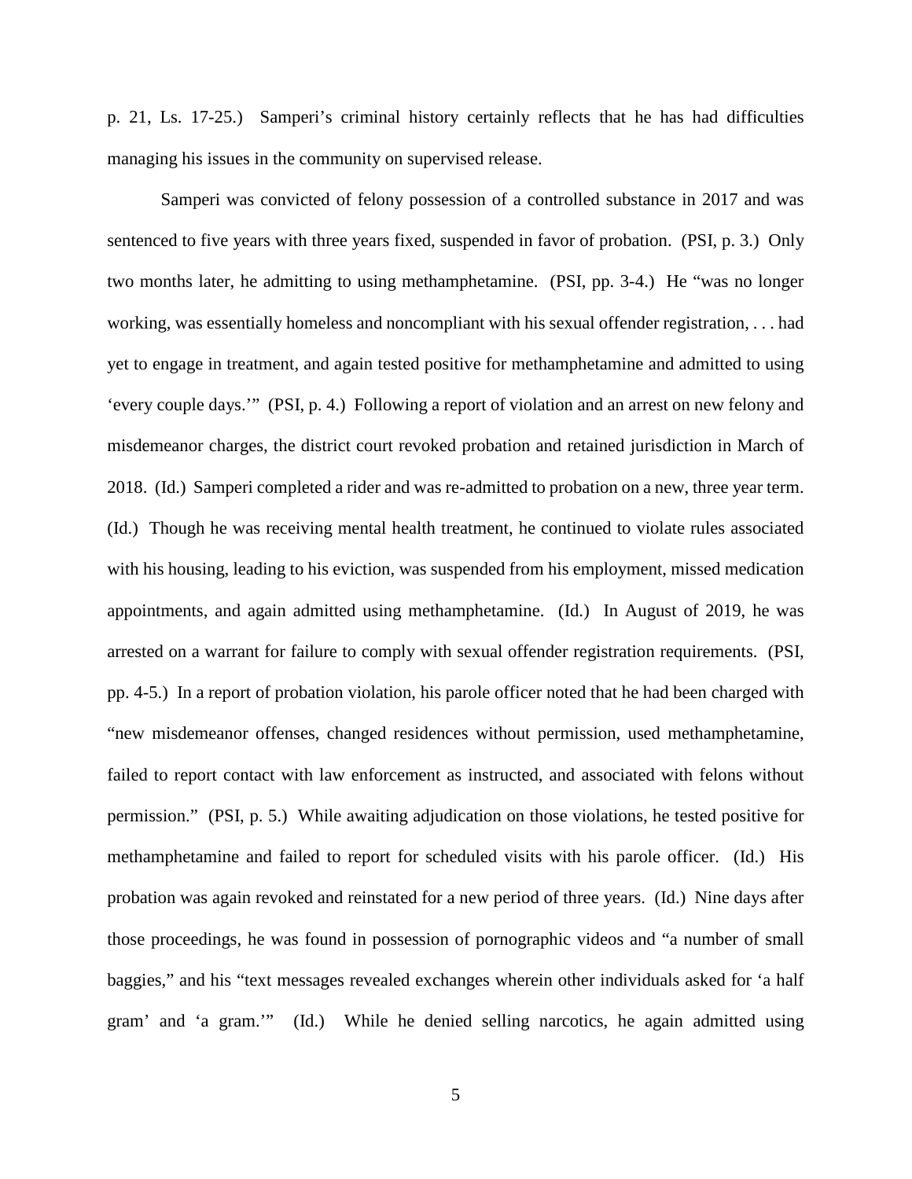p. 21, Ls. 17-25.) Samperi's criminal history certainly reflects that he has had difficulties managing his issues in the community on supervised release.

Samperi was convicted of felony possession of a controlled substance in 2017 and was sentenced to five years with three years fixed, suspended in favor of probation. (PSI, p. 3.) Only two months later, he admitting to using methamphetamine. (PSI, pp. 3-4.) He "was no longer working, was essentially homeless and noncompliant with his sexual offender registration, . . . had yet to engage in treatment, and again tested positive for methamphetamine and admitted to using 'every couple days.'" (PSI, p. 4.) Following a report of violation and an arrest on new felony and misdemeanor charges, the district court revoked probation and retained jurisdiction in March of 2018. (Id.) Samperi completed a rider and was re-admitted to probation on a new, three year term. (Id.) Though he was receiving mental health treatment, he continued to violate rules associated with his housing, leading to his eviction, was suspended from his employment, missed medication appointments, and again admitted using methamphetamine. (Id.) In August of 2019, he was arrested on a warrant for failure to comply with sexual offender registration requirements. (PSI, pp. 4-5.) In a report of probation violation, his parole officer noted that he had been charged with "new misdemeanor offenses, changed residences without permission, used methamphetamine, failed to report contact with law enforcement as instructed, and associated with felons without permission." (PSI, p. 5.) While awaiting adjudication on those violations, he tested positive for methamphetamine and failed to report for scheduled visits with his parole officer. (Id.) His probation was again revoked and reinstated for a new period of three years. (Id.) Nine days after those proceedings, he was found in possession of pornographic videos and "a number of small baggies," and his "text messages revealed exchanges wherein other individuals asked for 'a half gram' and 'a gram.'" (Id.) While he denied selling narcotics, he again admitted using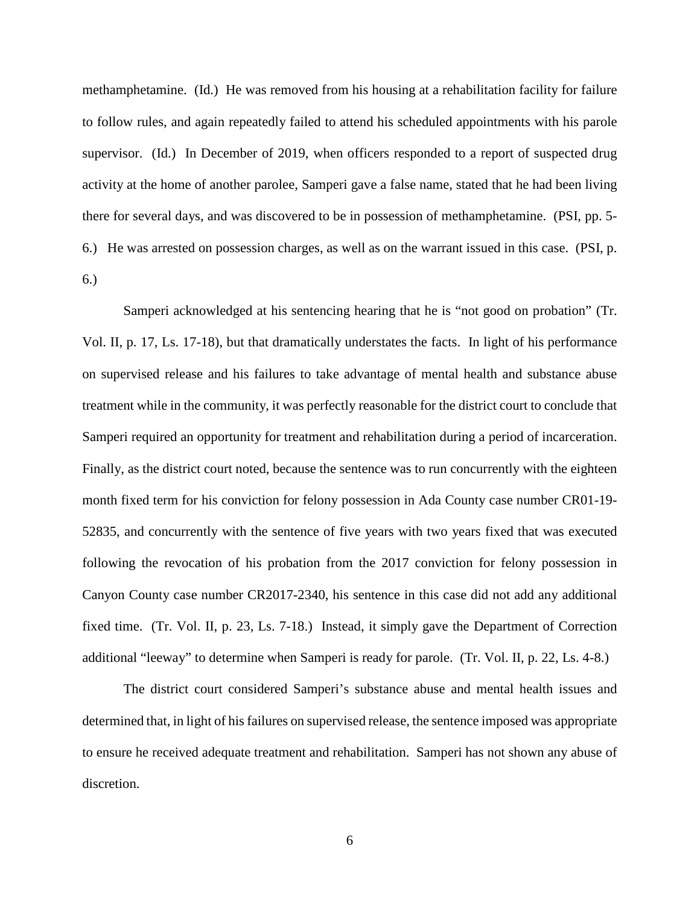methamphetamine. (Id.) He was removed from his housing at a rehabilitation facility for failure to follow rules, and again repeatedly failed to attend his scheduled appointments with his parole supervisor. (Id.) In December of 2019, when officers responded to a report of suspected drug activity at the home of another parolee, Samperi gave a false name, stated that he had been living there for several days, and was discovered to be in possession of methamphetamine. (PSI, pp. 5-6.) He was arrested on possession charges, as well as on the warrant issued in this case. (PSI, p. 6.)

Samperi acknowledged at his sentencing hearing that he is "not good on probation" (Tr. Vol. II, p. 17, Ls. 17-18), but that dramatically understates the facts. In light of his performance on supervised release and his failures to take advantage of mental health and substance abuse treatment while in the community, it was perfectly reasonable for the district court to conclude that Samperi required an opportunity for treatment and rehabilitation during a period of incarceration. Finally, as the district court noted, because the sentence was to run concurrently with the eighteen month fixed term for his conviction for felony possession in Ada County case number CR01-19-52835, and concurrently with the sentence of five years with two years fixed that was executed following the revocation of his probation from the 2017 conviction for felony possession in Canyon County case number CR2017-2340, his sentence in this case did not add any additional fixed time. (Tr. Vol. II, p. 23, Ls. 7-18.) Instead, it simply gave the Department of Correction additional "leeway" to determine when Samperi is ready for parole. (Tr. Vol. II, p. 22, Ls. 4-8.)

The district court considered Samperi's substance abuse and mental health issues and determined that, in light of his failures on supervised release, the sentence imposed was appropriate to ensure he received adequate treatment and rehabilitation. Samperi has not shown any abuse of discretion.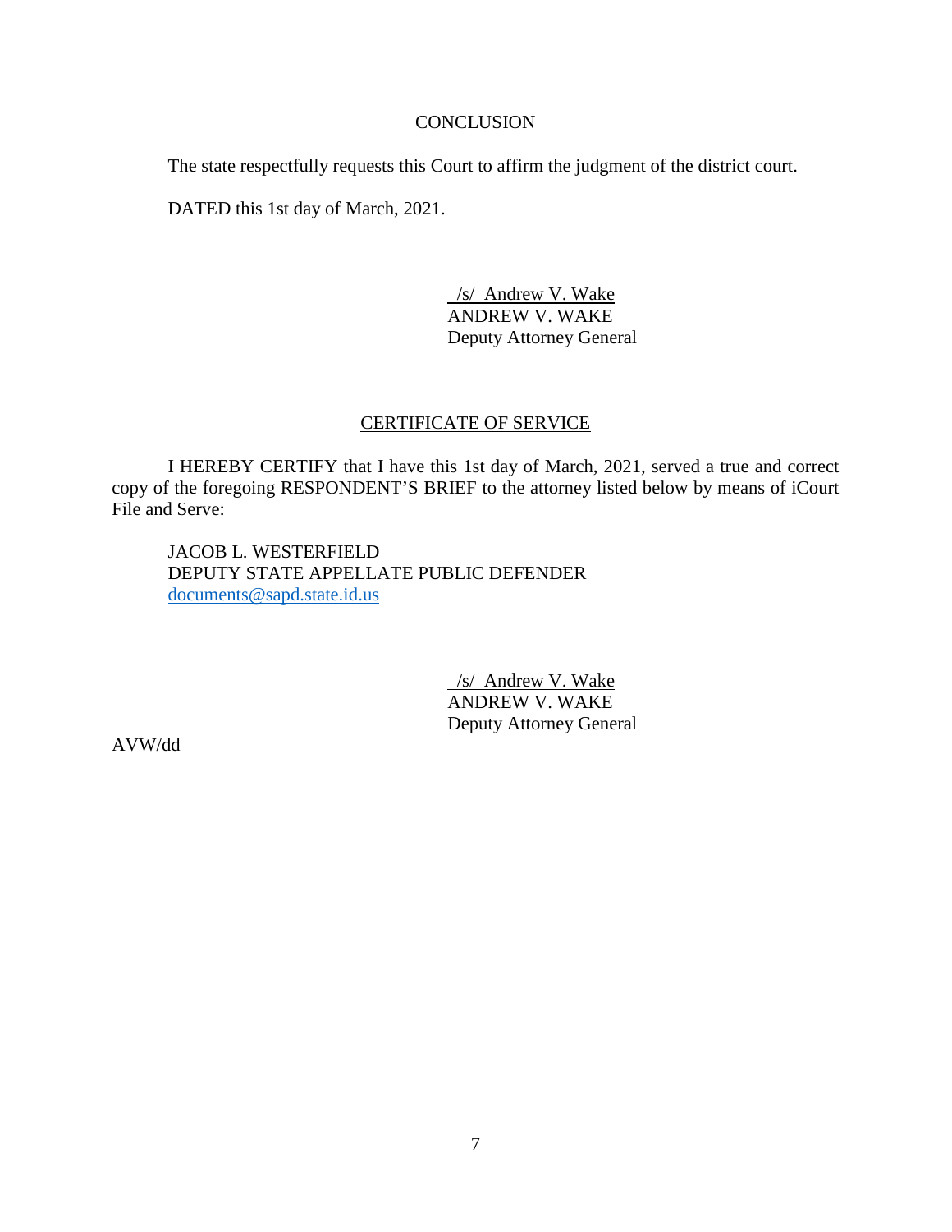## CONCLUSION

The state respectfully requests this Court to affirm the judgment of the district court.

DATED this 1st day of March, 2021.

/s/ Andrew V. Wake
ANDREW V. WAKE
Deputy Attorney General

## CERTIFICATE OF SERVICE

I HEREBY CERTIFY that I have this 1st day of March, 2021, served a true and correct copy of the foregoing RESPONDENT'S BRIEF to the attorney listed below by means of iCourt File and Serve:

JACOB L. WESTERFIELD
DEPUTY STATE APPELLATE PUBLIC DEFENDER
documents@sapd.state.id.us

/s/ Andrew V. Wake
ANDREW V. WAKE
Deputy Attorney General

AVW/dd